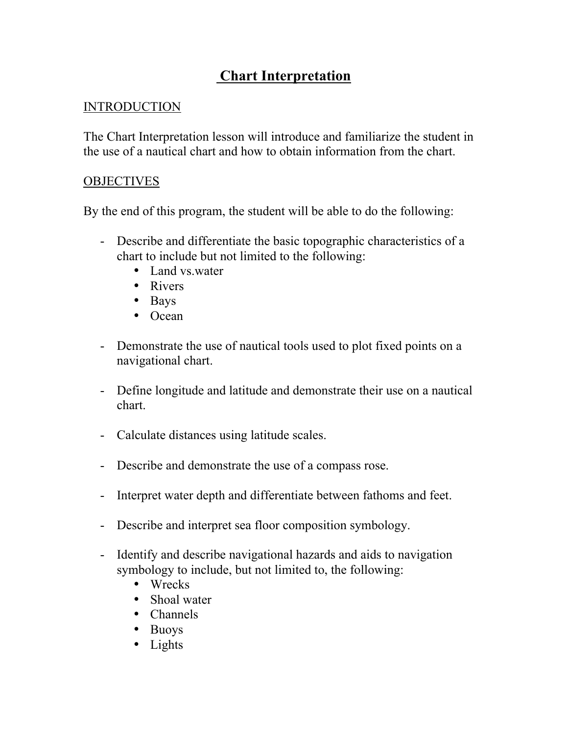# Chart Interpretation

## INTRODUCTION

The Chart Interpretation lesson will introduce and familiarize the student in the use of a nautical chart and how to obtain information from the chart.

## OBJECTIVES

By the end of this program, the student will be able to do the following:

- Describe and differentiate the basic topographic characteristics of a chart to include but not limited to the following:
  - Land vs.water
  - Rivers
  - Bays
  - Ocean

- Demonstrate the use of nautical tools used to plot fixed points on a navigational chart.

- Define longitude and latitude and demonstrate their use on a nautical chart.

- Calculate distances using latitude scales.

- Describe and demonstrate the use of a compass rose.

- Interpret water depth and differentiate between fathoms and feet.

- Describe and interpret sea floor composition symbology.

- Identify and describe navigational hazards and aids to navigation symbology to include, but not limited to, the following:
  - Wrecks
  - Shoal water
  - Channels
  - Buoys
  - Lights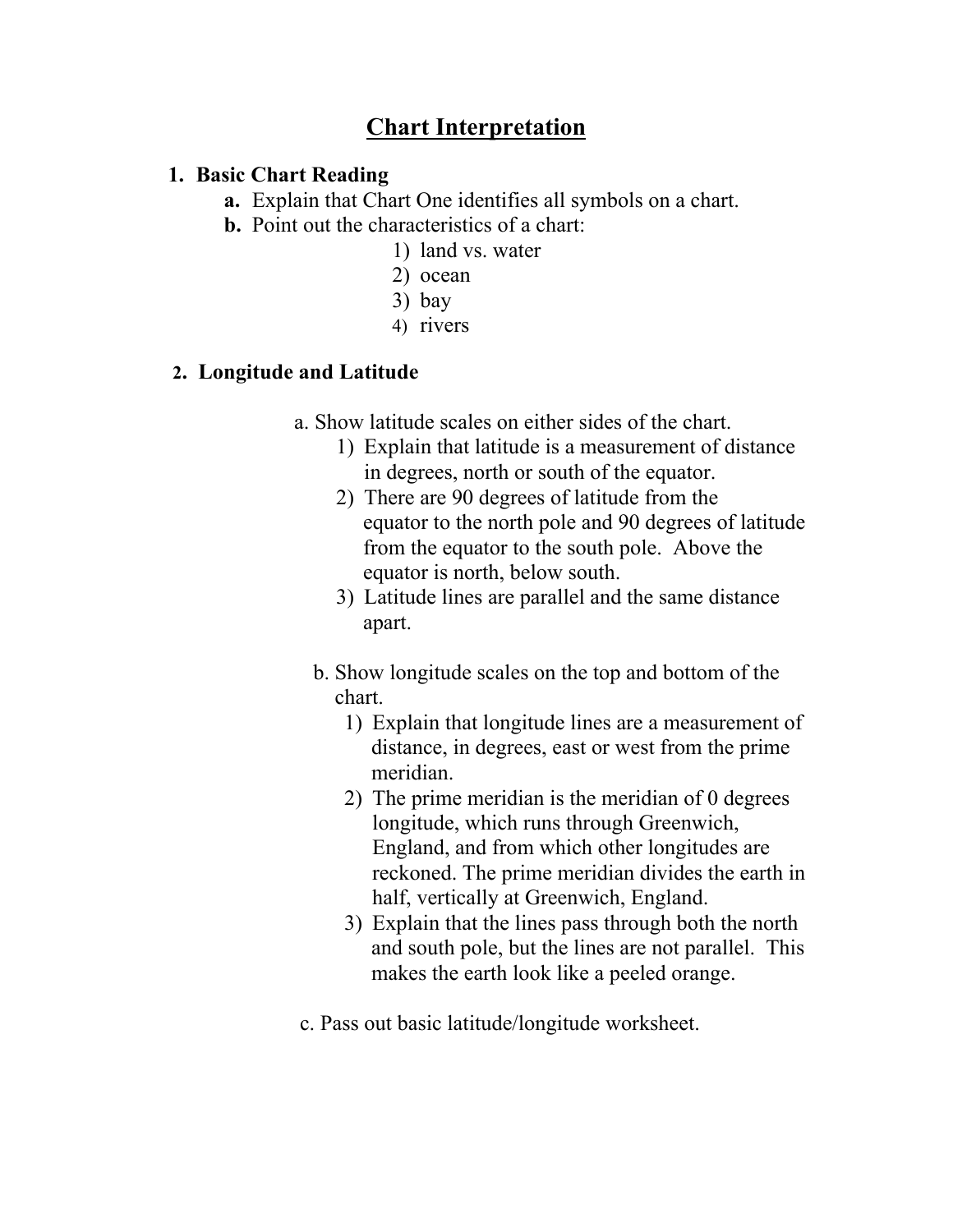# Chart Interpretation

1. **Basic Chart Reading**
    - **a.** Explain that Chart One identifies all symbols on a chart.
    - **b.** Point out the characteristics of a chart:
        1) land vs. water
        2) ocean
        3) bay
        4) rivers

2. **Longitude and Latitude**

    a. Show latitude scales on either sides of the chart.
    1) Explain that latitude is a measurement of distance in degrees, north or south of the equator.
    2) There are 90 degrees of latitude from the equator to the north pole and 90 degrees of latitude from the equator to the south pole. Above the equator is north, below south.
    3) Latitude lines are parallel and the same distance apart.

    b. Show longitude scales on the top and bottom of the chart.
    1) Explain that longitude lines are a measurement of distance, in degrees, east or west from the prime meridian.
    2) The prime meridian is the meridian of 0 degrees longitude, which runs through Greenwich, England, and from which other longitudes are reckoned. The prime meridian divides the earth in half, vertically at Greenwich, England.
    3) Explain that the lines pass through both the north and south pole, but the lines are not parallel. This makes the earth look like a peeled orange.

    c. Pass out basic latitude/longitude worksheet.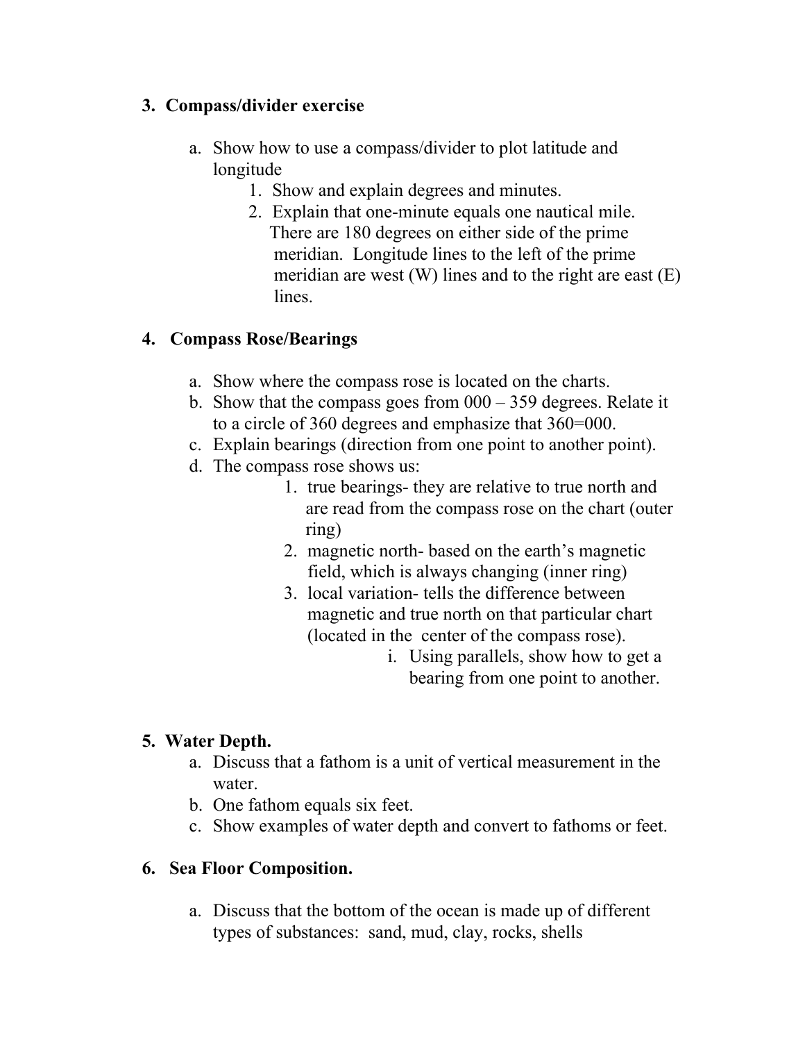3. **Compass/divider exercise**

    a. Show how to use a compass/divider to plot latitude and longitude
        1. Show and explain degrees and minutes.
        2. Explain that one-minute equals one nautical mile. There are 180 degrees on either side of the prime meridian. Longitude lines to the left of the prime meridian are west (W) lines and to the right are east (E) lines.

4. **Compass Rose/Bearings**

    a. Show where the compass rose is located on the charts.
    b. Show that the compass goes from 000 – 359 degrees. Relate it to a circle of 360 degrees and emphasize that 360=000.
    c. Explain bearings (direction from one point to another point).
    d. The compass rose shows us:
        1. true bearings- they are relative to true north and are read from the compass rose on the chart (outer ring)
        2. magnetic north- based on the earth's magnetic field, which is always changing (inner ring)
        3. local variation- tells the difference between magnetic and true north on that particular chart (located in the center of the compass rose).
            i. Using parallels, show how to get a bearing from one point to another.

5. **Water Depth.**
    a. Discuss that a fathom is a unit of vertical measurement in the water.
    b. One fathom equals six feet.
    c. Show examples of water depth and convert to fathoms or feet.

6. **Sea Floor Composition.**

    a. Discuss that the bottom of the ocean is made up of different types of substances: sand, mud, clay, rocks, shells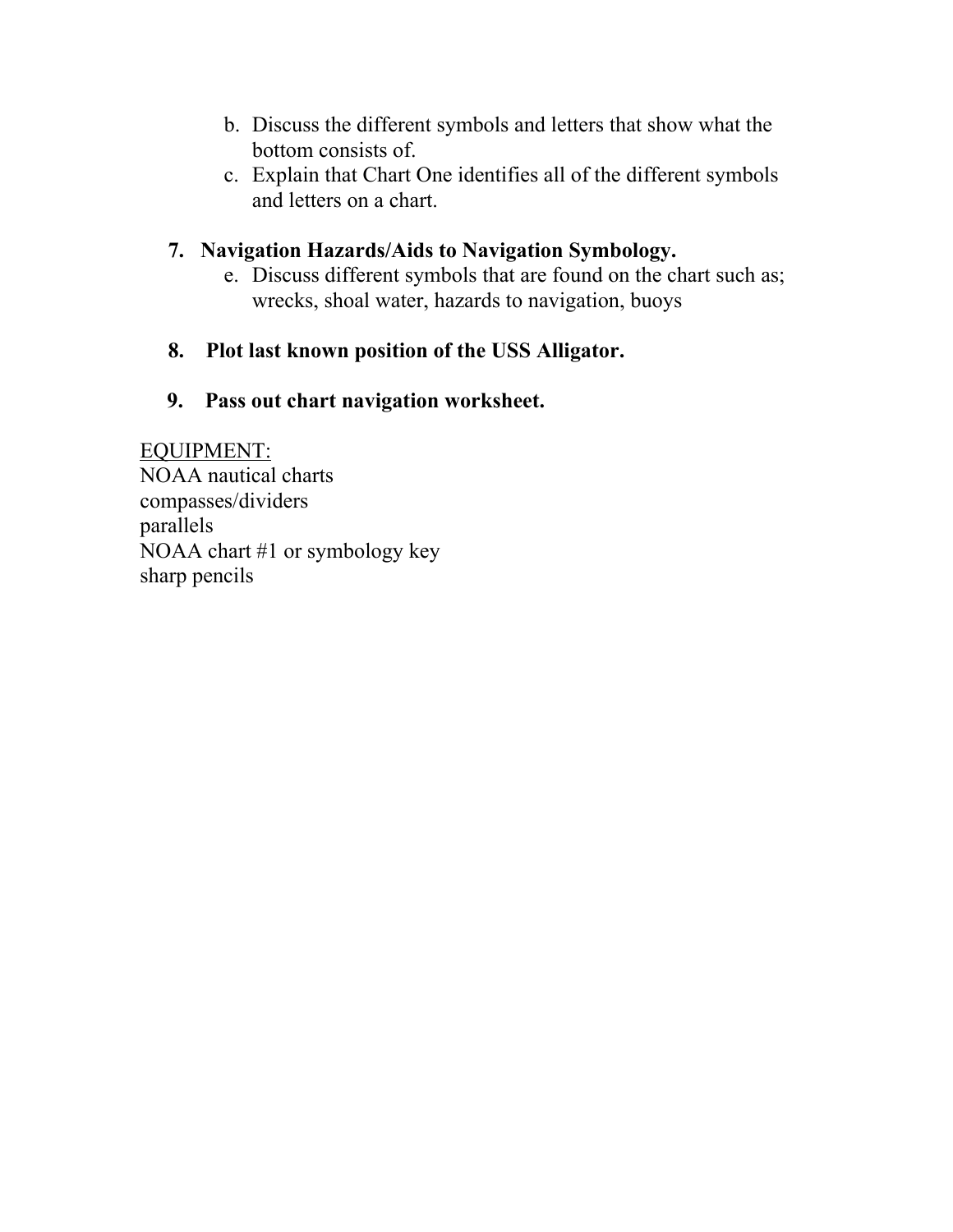b. Discuss the different symbols and letters that show what the bottom consists of.
   c. Explain that Chart One identifies all of the different symbols and letters on a chart.

7. **Navigation Hazards/Aids to Navigation Symbology.**
   e. Discuss different symbols that are found on the chart such as; wrecks, shoal water, hazards to navigation, buoys

8. **Plot last known position of the USS Alligator.**

9. **Pass out chart navigation worksheet.**

<u>EQUIPMENT:</u>
NOAA nautical charts
compasses/dividers
parallels
NOAA chart #1 or symbology key
sharp pencils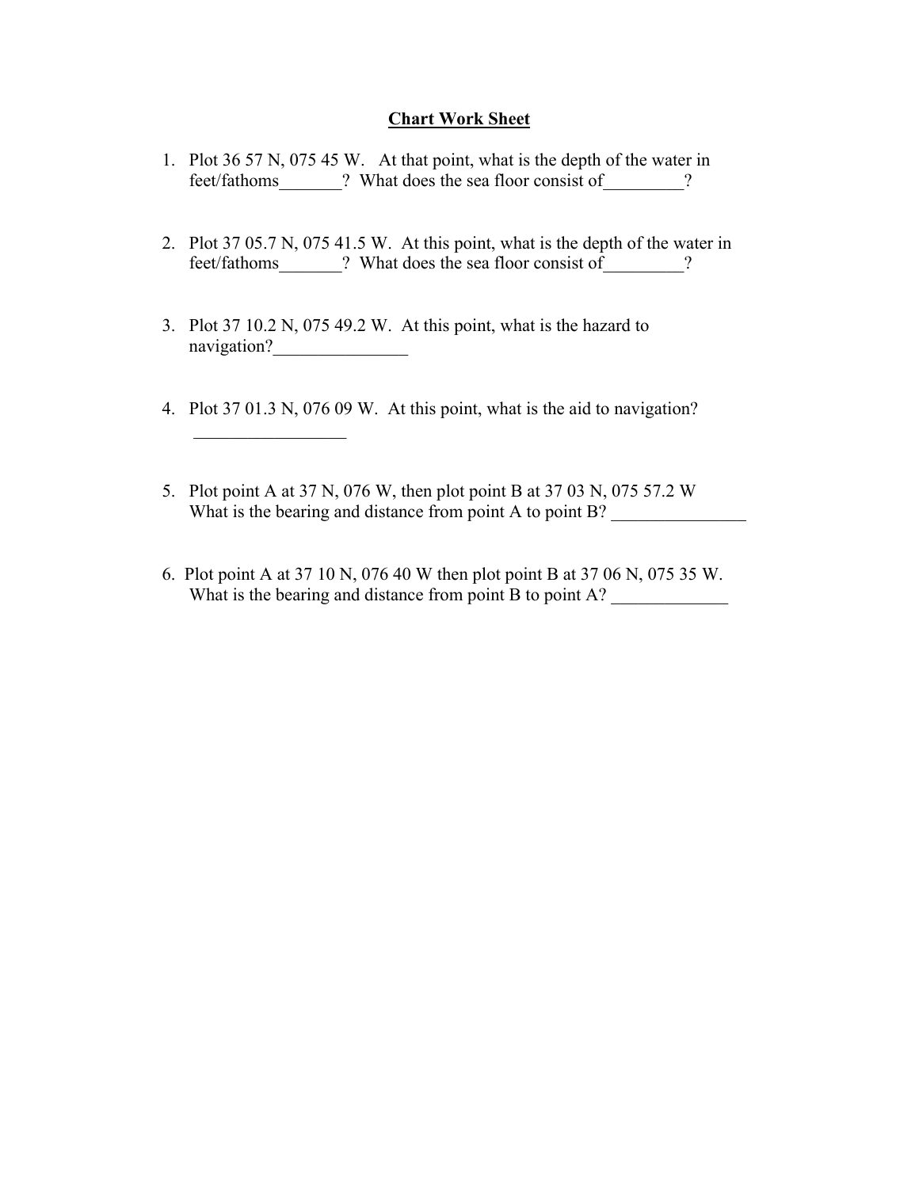## Chart Work Sheet

1. Plot 36 57 N, 075 45 W. At that point, what is the depth of the water in feet/fathoms_______? What does the sea floor consist of_________?

2. Plot 37 05.7 N, 075 41.5 W. At this point, what is the depth of the water in feet/fathoms_______? What does the sea floor consist of_________?

3. Plot 37 10.2 N, 075 49.2 W. At this point, what is the hazard to navigation?_______________

4. Plot 37 01.3 N, 076 09 W. At this point, what is the aid to navigation? _________________

5. Plot point A at 37 N, 076 W, then plot point B at 37 03 N, 075 57.2 W What is the bearing and distance from point A to point B? _______________

6. Plot point A at 37 10 N, 076 40 W then plot point B at 37 06 N, 075 35 W. What is the bearing and distance from point B to point A? _____________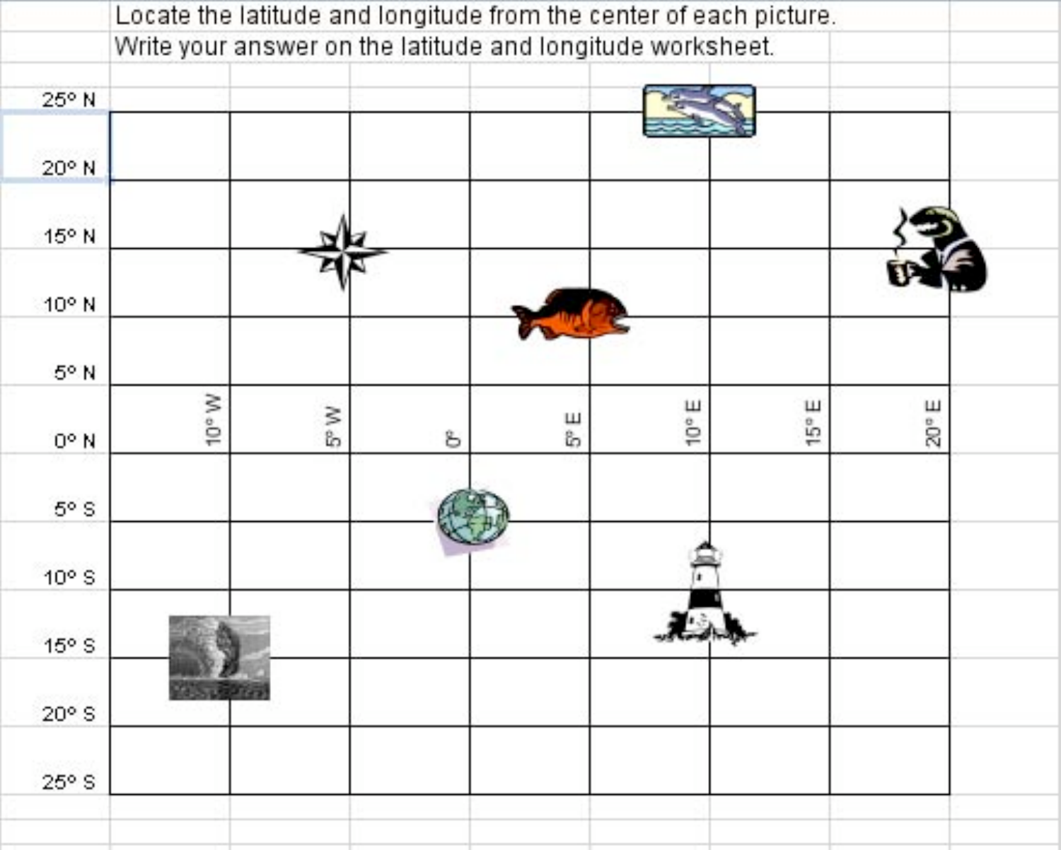Locate the latitude and longitude from the center of each picture.

Write your answer on the latitude and longitude worksheet.

25° N

20° N

15° N

10° N

5° N

0° N

5° S

10° S

15° S

20° S

25° S

10° W | 5° W | 0° | 5° E | 10° E | 15° E | 20° E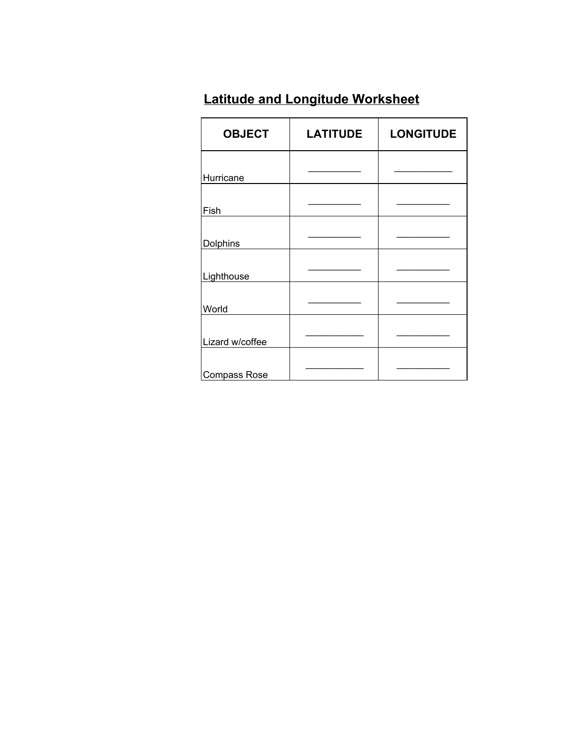## Latitude and Longitude Worksheet

| OBJECT | LATITUDE | LONGITUDE |
|---|---|---|
| Hurricane | __________ | ___________ |
| Fish | __________ | __________ |
| Dolphins | __________ | __________ |
| Lighthouse | __________ | __________ |
| World | __________ | __________ |
| Lizard w/coffee | ___________ | __________ |
| Compass Rose | ___________ | __________ |